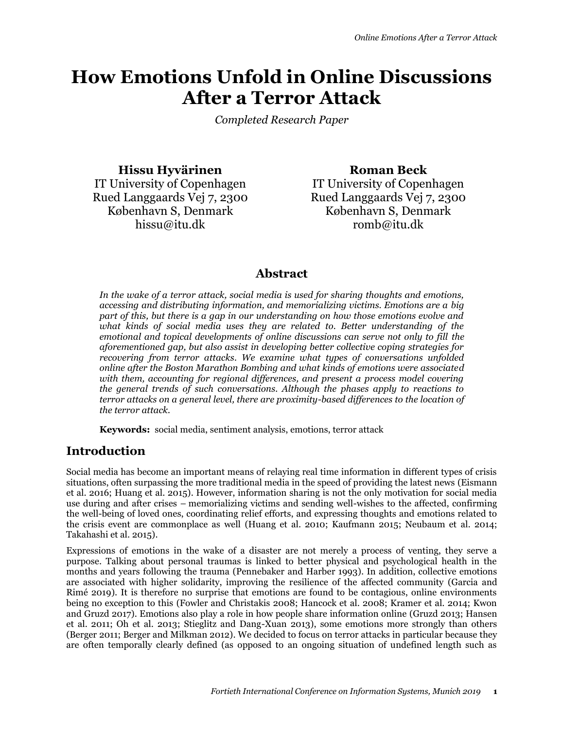# How Emotions Unfold in Online Discussions After a Terror Attack

*Completed Research Paper*

**Hissu Hyvärinen**
IT University of Copenhagen
Rued Langgaards Vej 7, 2300
København S, Denmark
hissu@itu.dk

**Roman Beck**
IT University of Copenhagen
Rued Langgaards Vej 7, 2300
København S, Denmark
romb@itu.dk

## Abstract

*In the wake of a terror attack, social media is used for sharing thoughts and emotions, accessing and distributing information, and memorializing victims. Emotions are a big part of this, but there is a gap in our understanding on how those emotions evolve and what kinds of social media uses they are related to. Better understanding of the emotional and topical developments of online discussions can serve not only to fill the aforementioned gap, but also assist in developing better collective coping strategies for recovering from terror attacks. We examine what types of conversations unfolded online after the Boston Marathon Bombing and what kinds of emotions were associated with them, accounting for regional differences, and present a process model covering the general trends of such conversations. Although the phases apply to reactions to terror attacks on a general level, there are proximity-based differences to the location of the terror attack.*

**Keywords:** social media, sentiment analysis, emotions, terror attack

## Introduction

Social media has become an important means of relaying real time information in different types of crisis situations, often surpassing the more traditional media in the speed of providing the latest news (Eismann et al. 2016; Huang et al. 2015). However, information sharing is not the only motivation for social media use during and after crises – memorializing victims and sending well-wishes to the affected, confirming the well-being of loved ones, coordinating relief efforts, and expressing thoughts and emotions related to the crisis event are commonplace as well (Huang et al. 2010; Kaufmann 2015; Neubaum et al. 2014; Takahashi et al. 2015).

Expressions of emotions in the wake of a disaster are not merely a process of venting, they serve a purpose. Talking about personal traumas is linked to better physical and psychological health in the months and years following the trauma (Pennebaker and Harber 1993). In addition, collective emotions are associated with higher solidarity, improving the resilience of the affected community (Garcia and Rimé 2019). It is therefore no surprise that emotions are found to be contagious, online environments being no exception to this (Fowler and Christakis 2008; Hancock et al. 2008; Kramer et al. 2014; Kwon and Gruzd 2017). Emotions also play a role in how people share information online (Gruzd 2013; Hansen et al. 2011; Oh et al. 2013; Stieglitz and Dang-Xuan 2013), some emotions more strongly than others (Berger 2011; Berger and Milkman 2012). We decided to focus on terror attacks in particular because they are often temporally clearly defined (as opposed to an ongoing situation of undefined length such as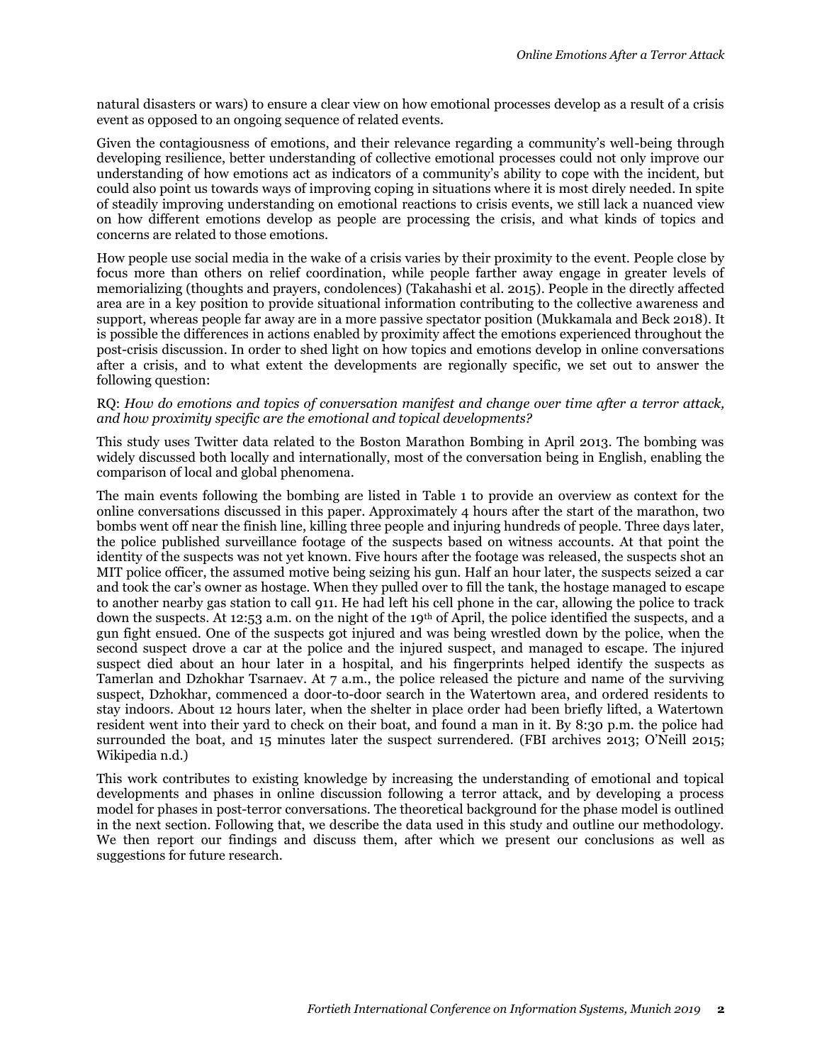natural disasters or wars) to ensure a clear view on how emotional processes develop as a result of a crisis event as opposed to an ongoing sequence of related events.

Given the contagiousness of emotions, and their relevance regarding a community's well-being through developing resilience, better understanding of collective emotional processes could not only improve our understanding of how emotions act as indicators of a community's ability to cope with the incident, but could also point us towards ways of improving coping in situations where it is most direly needed. In spite of steadily improving understanding on emotional reactions to crisis events, we still lack a nuanced view on how different emotions develop as people are processing the crisis, and what kinds of topics and concerns are related to those emotions.

How people use social media in the wake of a crisis varies by their proximity to the event. People close by focus more than others on relief coordination, while people farther away engage in greater levels of memorializing (thoughts and prayers, condolences) (Takahashi et al. 2015). People in the directly affected area are in a key position to provide situational information contributing to the collective awareness and support, whereas people far away are in a more passive spectator position (Mukkamala and Beck 2018). It is possible the differences in actions enabled by proximity affect the emotions experienced throughout the post-crisis discussion. In order to shed light on how topics and emotions develop in online conversations after a crisis, and to what extent the developments are regionally specific, we set out to answer the following question:

RQ: *How do emotions and topics of conversation manifest and change over time after a terror attack, and how proximity specific are the emotional and topical developments?*

This study uses Twitter data related to the Boston Marathon Bombing in April 2013. The bombing was widely discussed both locally and internationally, most of the conversation being in English, enabling the comparison of local and global phenomena.

The main events following the bombing are listed in Table 1 to provide an overview as context for the online conversations discussed in this paper. Approximately 4 hours after the start of the marathon, two bombs went off near the finish line, killing three people and injuring hundreds of people. Three days later, the police published surveillance footage of the suspects based on witness accounts. At that point the identity of the suspects was not yet known. Five hours after the footage was released, the suspects shot an MIT police officer, the assumed motive being seizing his gun. Half an hour later, the suspects seized a car and took the car's owner as hostage. When they pulled over to fill the tank, the hostage managed to escape to another nearby gas station to call 911. He had left his cell phone in the car, allowing the police to track down the suspects. At 12:53 a.m. on the night of the 19th of April, the police identified the suspects, and a gun fight ensued. One of the suspects got injured and was being wrestled down by the police, when the second suspect drove a car at the police and the injured suspect, and managed to escape. The injured suspect died about an hour later in a hospital, and his fingerprints helped identify the suspects as Tamerlan and Dzhokhar Tsarnaev. At 7 a.m., the police released the picture and name of the surviving suspect, Dzhokhar, commenced a door-to-door search in the Watertown area, and ordered residents to stay indoors. About 12 hours later, when the shelter in place order had been briefly lifted, a Watertown resident went into their yard to check on their boat, and found a man in it. By 8:30 p.m. the police had surrounded the boat, and 15 minutes later the suspect surrendered. (FBI archives 2013; O'Neill 2015; Wikipedia n.d.)

This work contributes to existing knowledge by increasing the understanding of emotional and topical developments and phases in online discussion following a terror attack, and by developing a process model for phases in post-terror conversations. The theoretical background for the phase model is outlined in the next section. Following that, we describe the data used in this study and outline our methodology. We then report our findings and discuss them, after which we present our conclusions as well as suggestions for future research.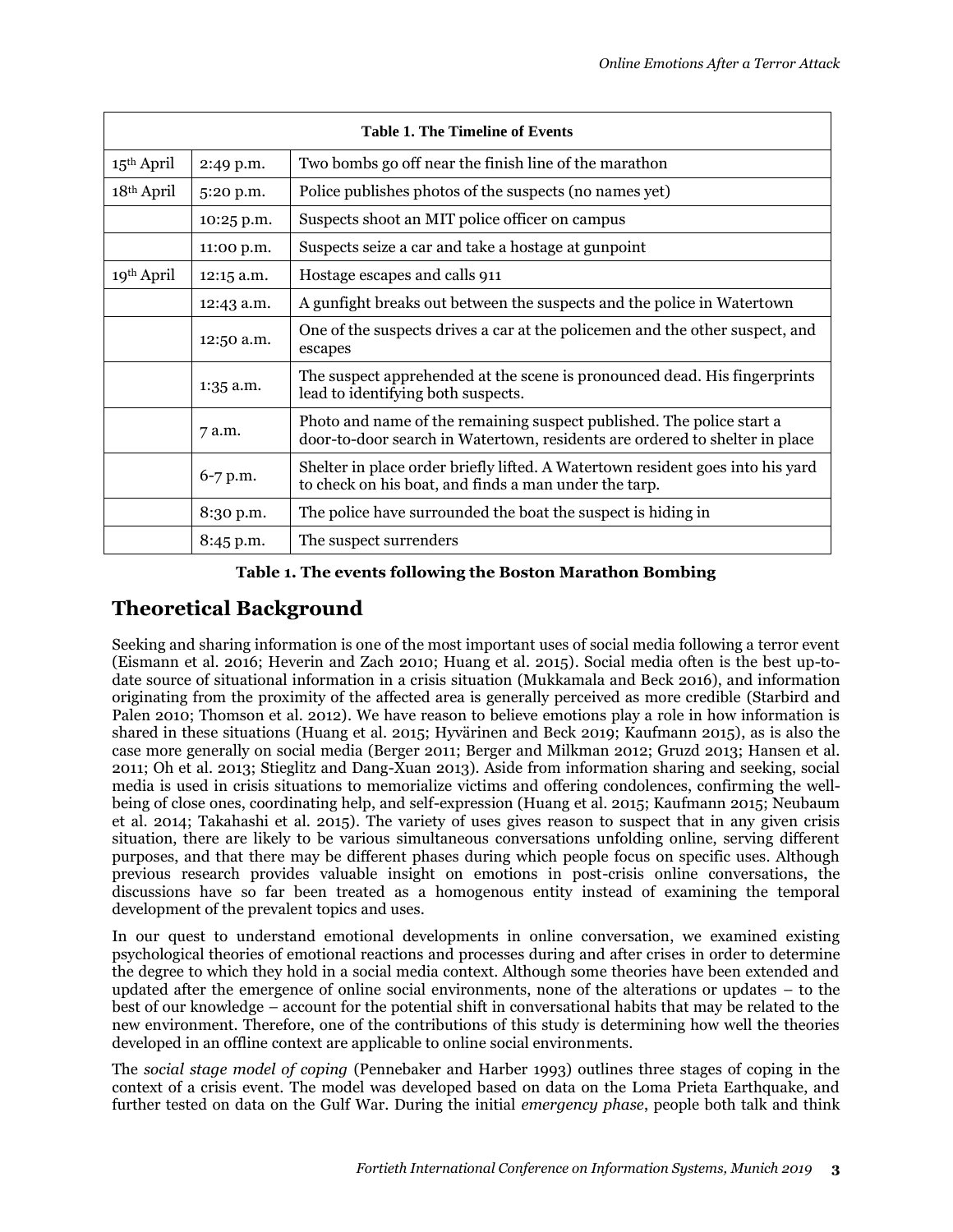| Table 1. The Timeline of Events | | |
|---|---|---|
| 15th April | 2:49 p.m. | Two bombs go off near the finish line of the marathon |
| 18th April | 5:20 p.m. | Police publishes photos of the suspects (no names yet) |
| | 10:25 p.m. | Suspects shoot an MIT police officer on campus |
| | 11:00 p.m. | Suspects seize a car and take a hostage at gunpoint |
| 19th April | 12:15 a.m. | Hostage escapes and calls 911 |
| | 12:43 a.m. | A gunfight breaks out between the suspects and the police in Watertown |
| | 12:50 a.m. | One of the suspects drives a car at the policemen and the other suspect, and escapes |
| | 1:35 a.m. | The suspect apprehended at the scene is pronounced dead. His fingerprints lead to identifying both suspects. |
| | 7 a.m. | Photo and name of the remaining suspect published. The police start a door-to-door search in Watertown, residents are ordered to shelter in place |
| | 6-7 p.m. | Shelter in place order briefly lifted. A Watertown resident goes into his yard to check on his boat, and finds a man under the tarp. |
| | 8:30 p.m. | The police have surrounded the boat the suspect is hiding in |
| | 8:45 p.m. | The suspect surrenders |

**Table 1. The events following the Boston Marathon Bombing**

## Theoretical Background

Seeking and sharing information is one of the most important uses of social media following a terror event (Eismann et al. 2016; Heverin and Zach 2010; Huang et al. 2015). Social media often is the best up-to-date source of situational information in a crisis situation (Mukkamala and Beck 2016), and information originating from the proximity of the affected area is generally perceived as more credible (Starbird and Palen 2010; Thomson et al. 2012). We have reason to believe emotions play a role in how information is shared in these situations (Huang et al. 2015; Hyvärinen and Beck 2019; Kaufmann 2015), as is also the case more generally on social media (Berger 2011; Berger and Milkman 2012; Gruzd 2013; Hansen et al. 2011; Oh et al. 2013; Stieglitz and Dang-Xuan 2013). Aside from information sharing and seeking, social media is used in crisis situations to memorialize victims and offering condolences, confirming the well-being of close ones, coordinating help, and self-expression (Huang et al. 2015; Kaufmann 2015; Neubaum et al. 2014; Takahashi et al. 2015). The variety of uses gives reason to suspect that in any given crisis situation, there are likely to be various simultaneous conversations unfolding online, serving different purposes, and that there may be different phases during which people focus on specific uses. Although previous research provides valuable insight on emotions in post-crisis online conversations, the discussions have so far been treated as a homogenous entity instead of examining the temporal development of the prevalent topics and uses.

In our quest to understand emotional developments in online conversation, we examined existing psychological theories of emotional reactions and processes during and after crises in order to determine the degree to which they hold in a social media context. Although some theories have been extended and updated after the emergence of online social environments, none of the alterations or updates – to the best of our knowledge – account for the potential shift in conversational habits that may be related to the new environment. Therefore, one of the contributions of this study is determining how well the theories developed in an offline context are applicable to online social environments.

The *social stage model of coping* (Pennebaker and Harber 1993) outlines three stages of coping in the context of a crisis event. The model was developed based on data on the Loma Prieta Earthquake, and further tested on data on the Gulf War. During the initial *emergency phase*, people both talk and think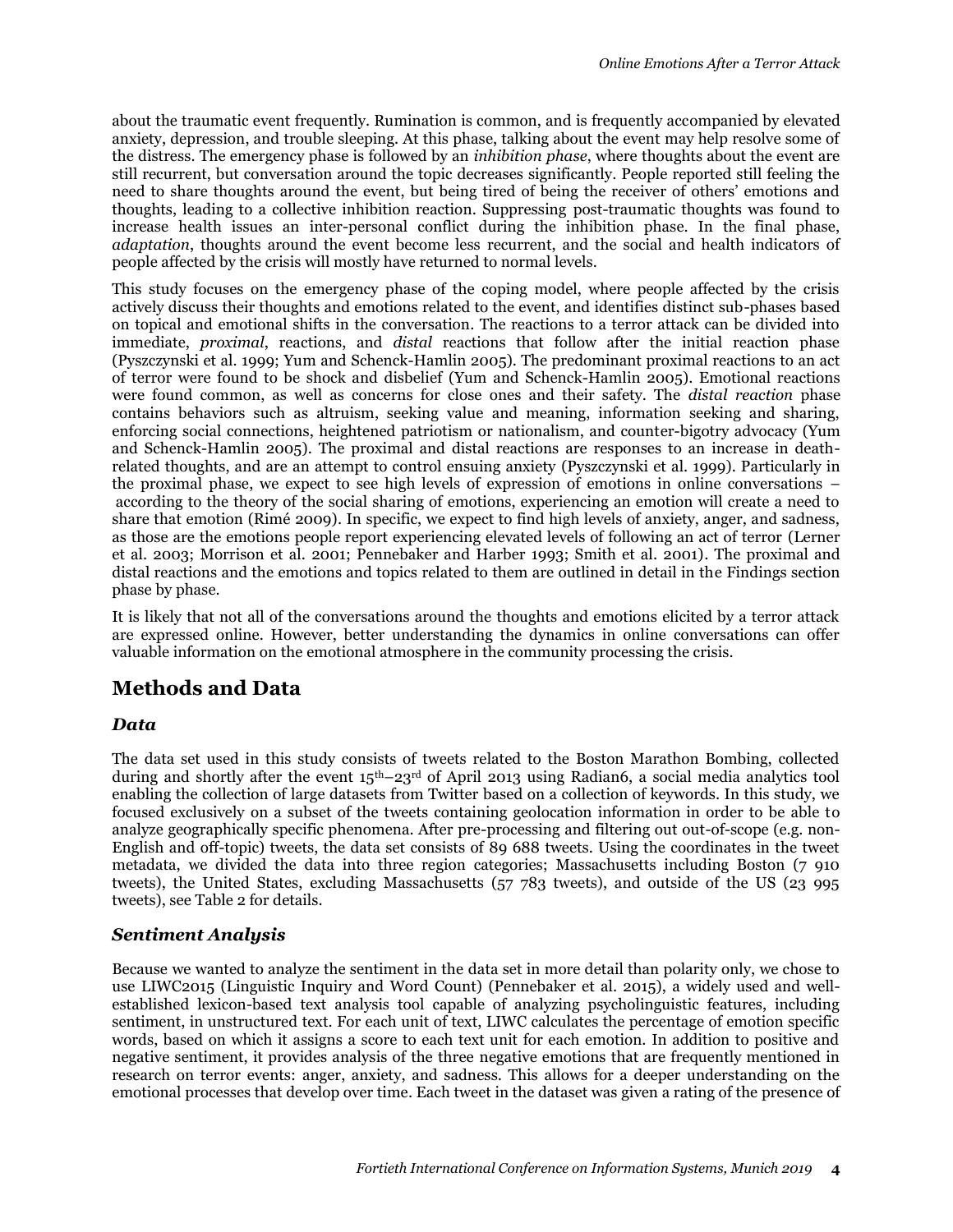about the traumatic event frequently. Rumination is common, and is frequently accompanied by elevated anxiety, depression, and trouble sleeping. At this phase, talking about the event may help resolve some of the distress. The emergency phase is followed by an *inhibition phase*, where thoughts about the event are still recurrent, but conversation around the topic decreases significantly. People reported still feeling the need to share thoughts around the event, but being tired of being the receiver of others' emotions and thoughts, leading to a collective inhibition reaction. Suppressing post-traumatic thoughts was found to increase health issues an inter-personal conflict during the inhibition phase. In the final phase, *adaptation*, thoughts around the event become less recurrent, and the social and health indicators of people affected by the crisis will mostly have returned to normal levels.

This study focuses on the emergency phase of the coping model, where people affected by the crisis actively discuss their thoughts and emotions related to the event, and identifies distinct sub-phases based on topical and emotional shifts in the conversation. The reactions to a terror attack can be divided into immediate, *proximal*, reactions, and *distal* reactions that follow after the initial reaction phase (Pyszczynski et al. 1999; Yum and Schenck-Hamlin 2005). The predominant proximal reactions to an act of terror were found to be shock and disbelief (Yum and Schenck-Hamlin 2005). Emotional reactions were found common, as well as concerns for close ones and their safety. The *distal reaction* phase contains behaviors such as altruism, seeking value and meaning, information seeking and sharing, enforcing social connections, heightened patriotism or nationalism, and counter-bigotry advocacy (Yum and Schenck-Hamlin 2005). The proximal and distal reactions are responses to an increase in death-related thoughts, and are an attempt to control ensuing anxiety (Pyszczynski et al. 1999). Particularly in the proximal phase, we expect to see high levels of expression of emotions in online conversations – according to the theory of the social sharing of emotions, experiencing an emotion will create a need to share that emotion (Rimé 2009). In specific, we expect to find high levels of anxiety, anger, and sadness, as those are the emotions people report experiencing elevated levels of following an act of terror (Lerner et al. 2003; Morrison et al. 2001; Pennebaker and Harber 1993; Smith et al. 2001). The proximal and distal reactions and the emotions and topics related to them are outlined in detail in the Findings section phase by phase.

It is likely that not all of the conversations around the thoughts and emotions elicited by a terror attack are expressed online. However, better understanding the dynamics in online conversations can offer valuable information on the emotional atmosphere in the community processing the crisis.

## Methods and Data

### *Data*

The data set used in this study consists of tweets related to the Boston Marathon Bombing, collected during and shortly after the event 15th–23rd of April 2013 using Radian6, a social media analytics tool enabling the collection of large datasets from Twitter based on a collection of keywords. In this study, we focused exclusively on a subset of the tweets containing geolocation information in order to be able to analyze geographically specific phenomena. After pre-processing and filtering out out-of-scope (e.g. non-English and off-topic) tweets, the data set consists of 89 688 tweets. Using the coordinates in the tweet metadata, we divided the data into three region categories; Massachusetts including Boston (7 910 tweets), the United States, excluding Massachusetts (57 783 tweets), and outside of the US (23 995 tweets), see Table 2 for details.

### *Sentiment Analysis*

Because we wanted to analyze the sentiment in the data set in more detail than polarity only, we chose to use LIWC2015 (Linguistic Inquiry and Word Count) (Pennebaker et al. 2015), a widely used and well-established lexicon-based text analysis tool capable of analyzing psycholinguistic features, including sentiment, in unstructured text. For each unit of text, LIWC calculates the percentage of emotion specific words, based on which it assigns a score to each text unit for each emotion. In addition to positive and negative sentiment, it provides analysis of the three negative emotions that are frequently mentioned in research on terror events: anger, anxiety, and sadness. This allows for a deeper understanding on the emotional processes that develop over time. Each tweet in the dataset was given a rating of the presence of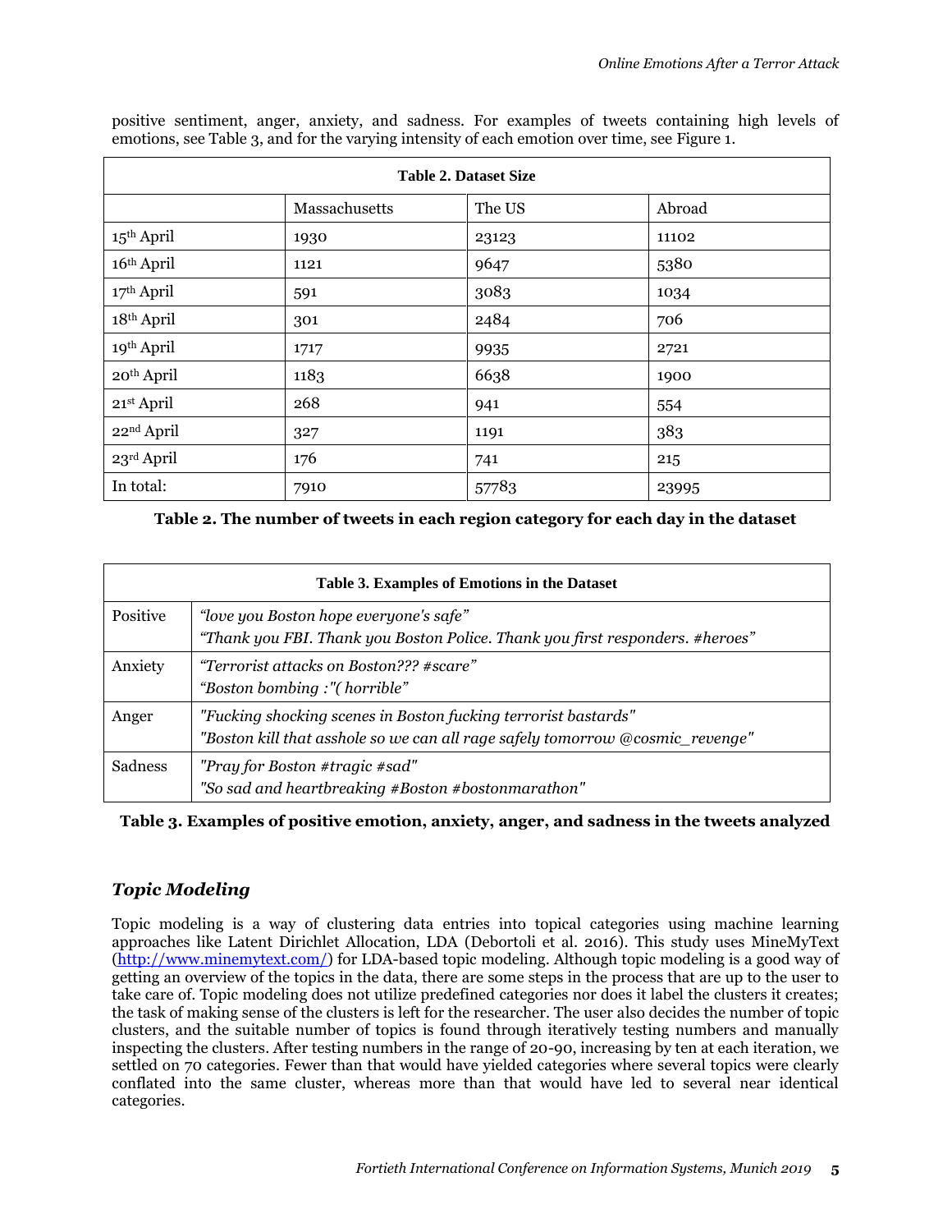positive sentiment, anger, anxiety, and sadness. For examples of tweets containing high levels of emotions, see Table 3, and for the varying intensity of each emotion over time, see Figure 1.

**Table 2. Dataset Size**

| | Massachusetts | The US | Abroad |
|---|---|---|---|
| 15th April | 1930 | 23123 | 11102 |
| 16th April | 1121 | 9647 | 5380 |
| 17th April | 591 | 3083 | 1034 |
| 18th April | 301 | 2484 | 706 |
| 19th April | 1717 | 9935 | 2721 |
| 20th April | 1183 | 6638 | 1900 |
| 21st April | 268 | 941 | 554 |
| 22nd April | 327 | 1191 | 383 |
| 23rd April | 176 | 741 | 215 |
| In total: | 7910 | 57783 | 23995 |

**Table 2. The number of tweets in each region category for each day in the dataset**

**Table 3. Examples of Emotions in the Dataset**

| | |
|---|---|
| Positive | *"love you Boston hope everyone's safe"* <br> *"Thank you FBI. Thank you Boston Police. Thank you first responders. #heroes"* |
| Anxiety | *"Terrorist attacks on Boston??? #scare"* <br> *"Boston bombing :"( horrible"* |
| Anger | *"Fucking shocking scenes in Boston fucking terrorist bastards"* <br> *"Boston kill that asshole so we can all rage safely tomorrow @cosmic_revenge"* |
| Sadness | *"Pray for Boston #tragic #sad"* <br> *"So sad and heartbreaking #Boston #bostonmarathon"* |

**Table 3. Examples of positive emotion, anxiety, anger, and sadness in the tweets analyzed**

### *Topic Modeling*

Topic modeling is a way of clustering data entries into topical categories using machine learning approaches like Latent Dirichlet Allocation, LDA (Debortoli et al. 2016). This study uses MineMyText (http://www.minemytext.com/) for LDA-based topic modeling. Although topic modeling is a good way of getting an overview of the topics in the data, there are some steps in the process that are up to the user to take care of. Topic modeling does not utilize predefined categories nor does it label the clusters it creates; the task of making sense of the clusters is left for the researcher. The user also decides the number of topic clusters, and the suitable number of topics is found through iteratively testing numbers and manually inspecting the clusters. After testing numbers in the range of 20-90, increasing by ten at each iteration, we settled on 70 categories. Fewer than that would have yielded categories where several topics were clearly conflated into the same cluster, whereas more than that would have led to several near identical categories.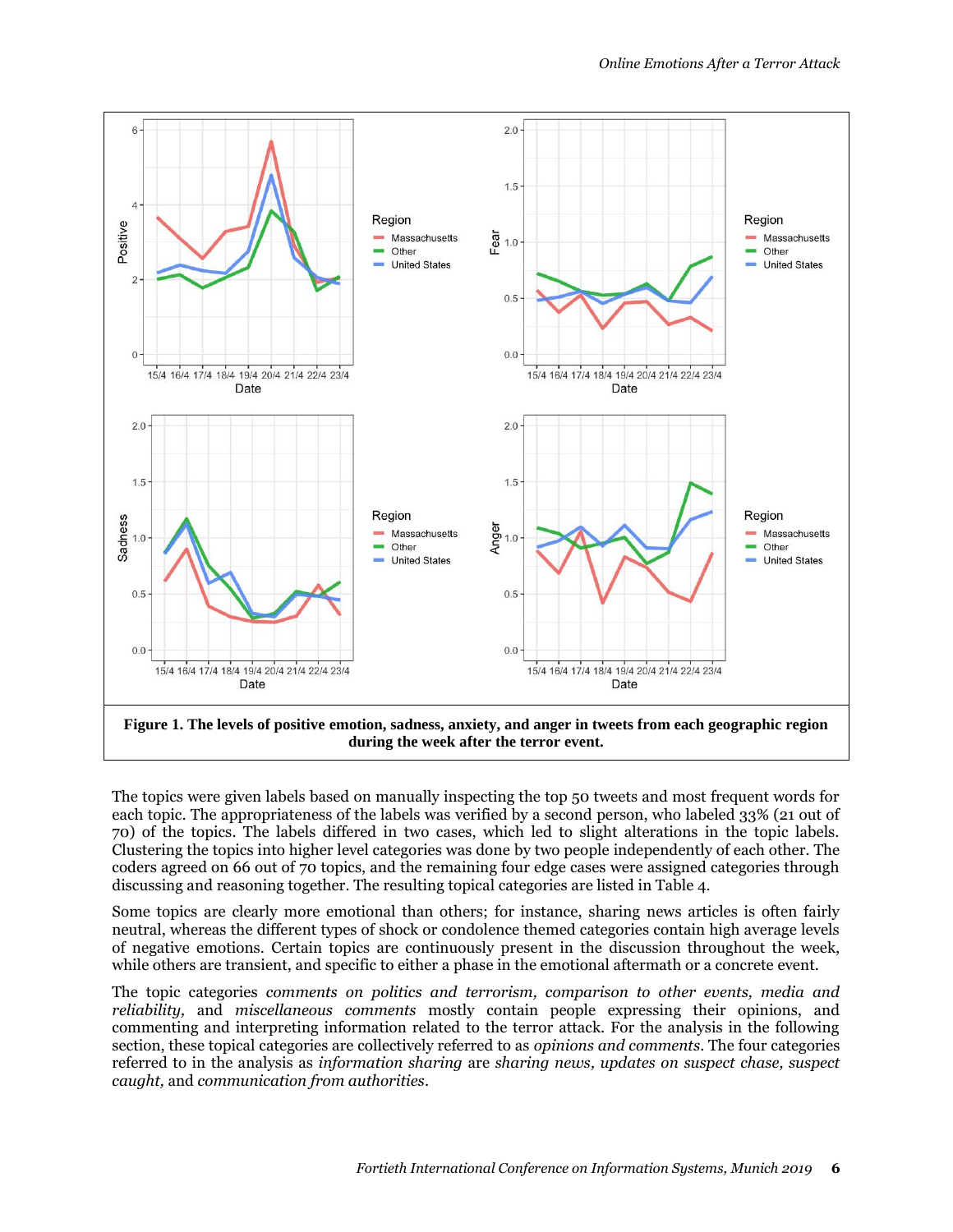**Figure 1. The levels of positive emotion, sadness, anxiety, and anger in tweets from each geographic region during the week after the terror event.**

The topics were given labels based on manually inspecting the top 50 tweets and most frequent words for each topic. The appropriateness of the labels was verified by a second person, who labeled 33% (21 out of 70) of the topics. The labels differed in two cases, which led to slight alterations in the topic labels. Clustering the topics into higher level categories was done by two people independently of each other. The coders agreed on 66 out of 70 topics, and the remaining four edge cases were assigned categories through discussing and reasoning together. The resulting topical categories are listed in Table 4.

Some topics are clearly more emotional than others; for instance, sharing news articles is often fairly neutral, whereas the different types of shock or condolence themed categories contain high average levels of negative emotions. Certain topics are continuously present in the discussion throughout the week, while others are transient, and specific to either a phase in the emotional aftermath or a concrete event.

The topic categories *comments on politics and terrorism, comparison to other events, media and reliability,* and *miscellaneous comments* mostly contain people expressing their opinions, and commenting and interpreting information related to the terror attack. For the analysis in the following section, these topical categories are collectively referred to as *opinions and comments*. The four categories referred to in the analysis as *information sharing* are *sharing news, updates on suspect chase, suspect caught,* and *communication from authorities*.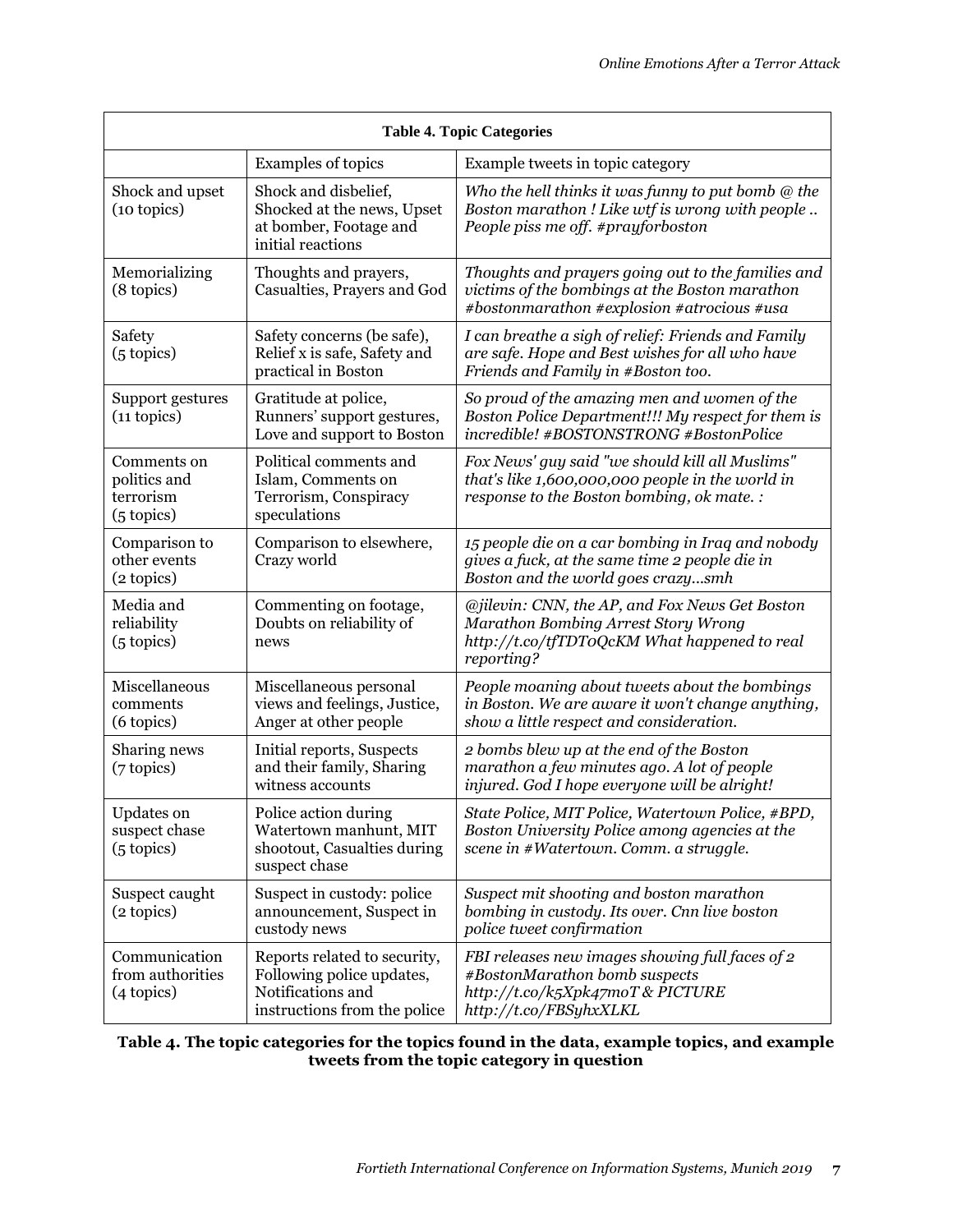| **Table 4. Topic Categories** | | |
|---|---|---|
| | Examples of topics | Example tweets in topic category |
| Shock and upset (10 topics) | Shock and disbelief, Shocked at the news, Upset at bomber, Footage and initial reactions | *Who the hell thinks it was funny to put bomb @ the Boston marathon ! Like wtf is wrong with people .. People piss me off. #prayforboston* |
| Memorializing (8 topics) | Thoughts and prayers, Casualties, Prayers and God | *Thoughts and prayers going out to the families and victims of the bombings at the Boston marathon #bostonmarathon #explosion #atrocious #usa* |
| Safety (5 topics) | Safety concerns (be safe), Relief x is safe, Safety and practical in Boston | *I can breathe a sigh of relief: Friends and Family are safe. Hope and Best wishes for all who have Friends and Family in #Boston too.* |
| Support gestures (11 topics) | Gratitude at police, Runners' support gestures, Love and support to Boston | *So proud of the amazing men and women of the Boston Police Department!!! My respect for them is incredible! #BOSTONSTRONG #BostonPolice* |
| Comments on politics and terrorism (5 topics) | Political comments and Islam, Comments on Terrorism, Conspiracy speculations | *Fox News' guy said "we should kill all Muslims" that's like 1,600,000,000 people in the world in response to the Boston bombing, ok mate. :* |
| Comparison to other events (2 topics) | Comparison to elsewhere, Crazy world | *15 people die on a car bombing in Iraq and nobody gives a fuck, at the same time 2 people die in Boston and the world goes crazy...smh* |
| Media and reliability (5 topics) | Commenting on footage, Doubts on reliability of news | *@jilevin: CNN, the AP, and Fox News Get Boston Marathon Bombing Arrest Story Wrong http://t.co/tfTDToQcKM What happened to real reporting?* |
| Miscellaneous comments (6 topics) | Miscellaneous personal views and feelings, Justice, Anger at other people | *People moaning about tweets about the bombings in Boston. We are aware it won't change anything, show a little respect and consideration.* |
| Sharing news (7 topics) | Initial reports, Suspects and their family, Sharing witness accounts | *2 bombs blew up at the end of the Boston marathon a few minutes ago. A lot of people injured. God I hope everyone will be alright!* |
| Updates on suspect chase (5 topics) | Police action during Watertown manhunt, MIT shootout, Casualties during suspect chase | *State Police, MIT Police, Watertown Police, #BPD, Boston University Police among agencies at the scene in #Watertown. Comm. a struggle.* |
| Suspect caught (2 topics) | Suspect in custody: police announcement, Suspect in custody news | *Suspect mit shooting and boston marathon bombing in custody. Its over. Cnn live boston police tweet confirmation* |
| Communication from authorities (4 topics) | Reports related to security, Following police updates, Notifications and instructions from the police | *FBI releases new images showing full faces of 2 #BostonMarathon bomb suspects http://t.co/k5Xpk47moT & PICTURE http://t.co/FBSyhxXLKL* |

**Table 4. The topic categories for the topics found in the data, example topics, and example tweets from the topic category in question**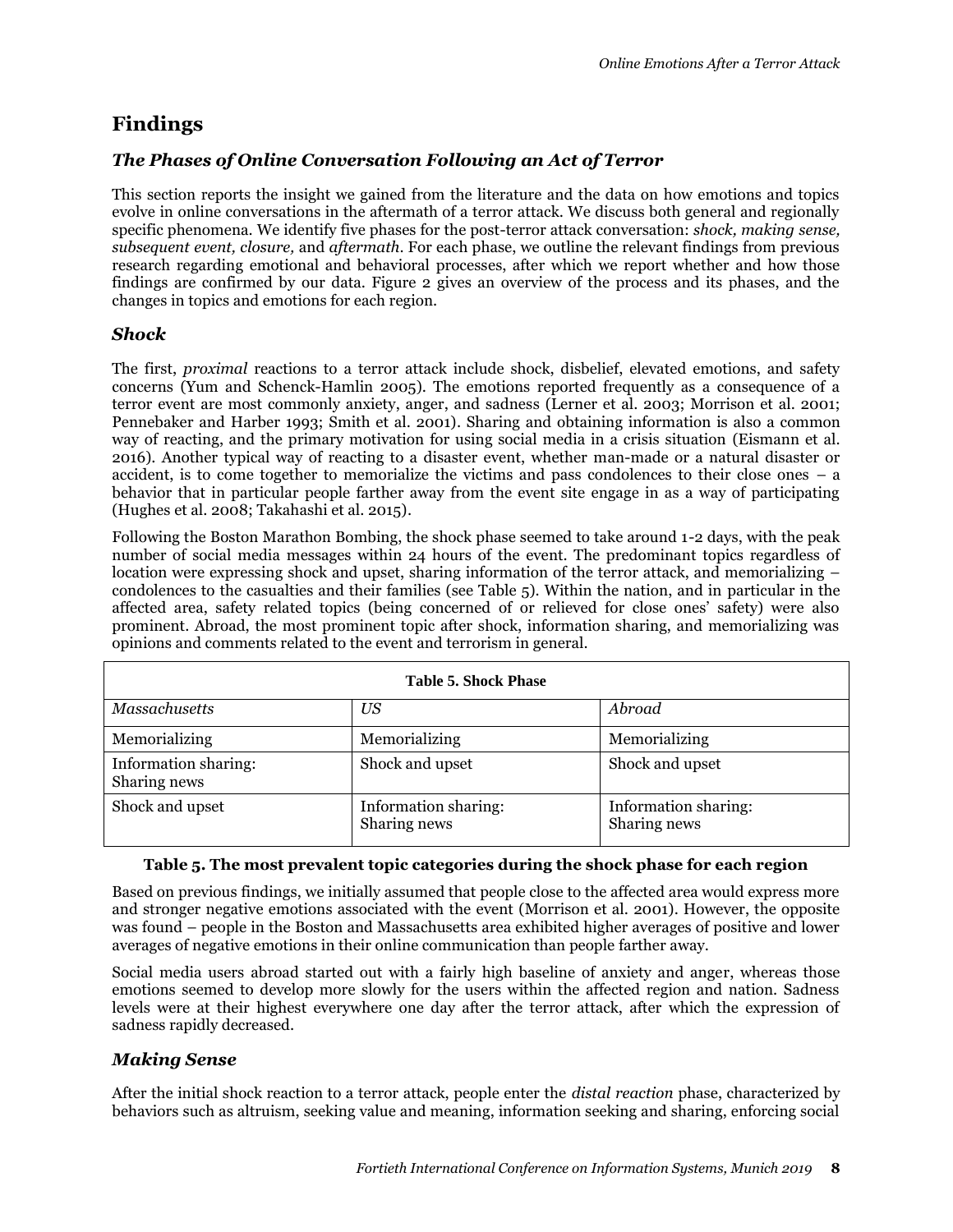## Findings

### *The Phases of Online Conversation Following an Act of Terror*

This section reports the insight we gained from the literature and the data on how emotions and topics evolve in online conversations in the aftermath of a terror attack. We discuss both general and regionally specific phenomena. We identify five phases for the post-terror attack conversation: *shock, making sense, subsequent event, closure,* and *aftermath*. For each phase, we outline the relevant findings from previous research regarding emotional and behavioral processes, after which we report whether and how those findings are confirmed by our data. Figure 2 gives an overview of the process and its phases, and the changes in topics and emotions for each region.

### *Shock*

The first, *proximal* reactions to a terror attack include shock, disbelief, elevated emotions, and safety concerns (Yum and Schenck-Hamlin 2005). The emotions reported frequently as a consequence of a terror event are most commonly anxiety, anger, and sadness (Lerner et al. 2003; Morrison et al. 2001; Pennebaker and Harber 1993; Smith et al. 2001). Sharing and obtaining information is also a common way of reacting, and the primary motivation for using social media in a crisis situation (Eismann et al. 2016). Another typical way of reacting to a disaster event, whether man-made or a natural disaster or accident, is to come together to memorialize the victims and pass condolences to their close ones – a behavior that in particular people farther away from the event site engage in as a way of participating (Hughes et al. 2008; Takahashi et al. 2015).

Following the Boston Marathon Bombing, the shock phase seemed to take around 1-2 days, with the peak number of social media messages within 24 hours of the event. The predominant topics regardless of location were expressing shock and upset, sharing information of the terror attack, and memorializing – condolences to the casualties and their families (see Table 5). Within the nation, and in particular in the affected area, safety related topics (being concerned of or relieved for close ones' safety) were also prominent. Abroad, the most prominent topic after shock, information sharing, and memorializing was opinions and comments related to the event and terrorism in general.

**Table 5. Shock Phase**

| *Massachusetts* | *US* | *Abroad* |
|---|---|---|
| Memorializing | Memorializing | Memorializing |
| Information sharing: Sharing news | Shock and upset | Shock and upset |
| Shock and upset | Information sharing: Sharing news | Information sharing: Sharing news |

**Table 5. The most prevalent topic categories during the shock phase for each region**

Based on previous findings, we initially assumed that people close to the affected area would express more and stronger negative emotions associated with the event (Morrison et al. 2001). However, the opposite was found – people in the Boston and Massachusetts area exhibited higher averages of positive and lower averages of negative emotions in their online communication than people farther away.

Social media users abroad started out with a fairly high baseline of anxiety and anger, whereas those emotions seemed to develop more slowly for the users within the affected region and nation. Sadness levels were at their highest everywhere one day after the terror attack, after which the expression of sadness rapidly decreased.

### *Making Sense*

After the initial shock reaction to a terror attack, people enter the *distal reaction* phase, characterized by behaviors such as altruism, seeking value and meaning, information seeking and sharing, enforcing social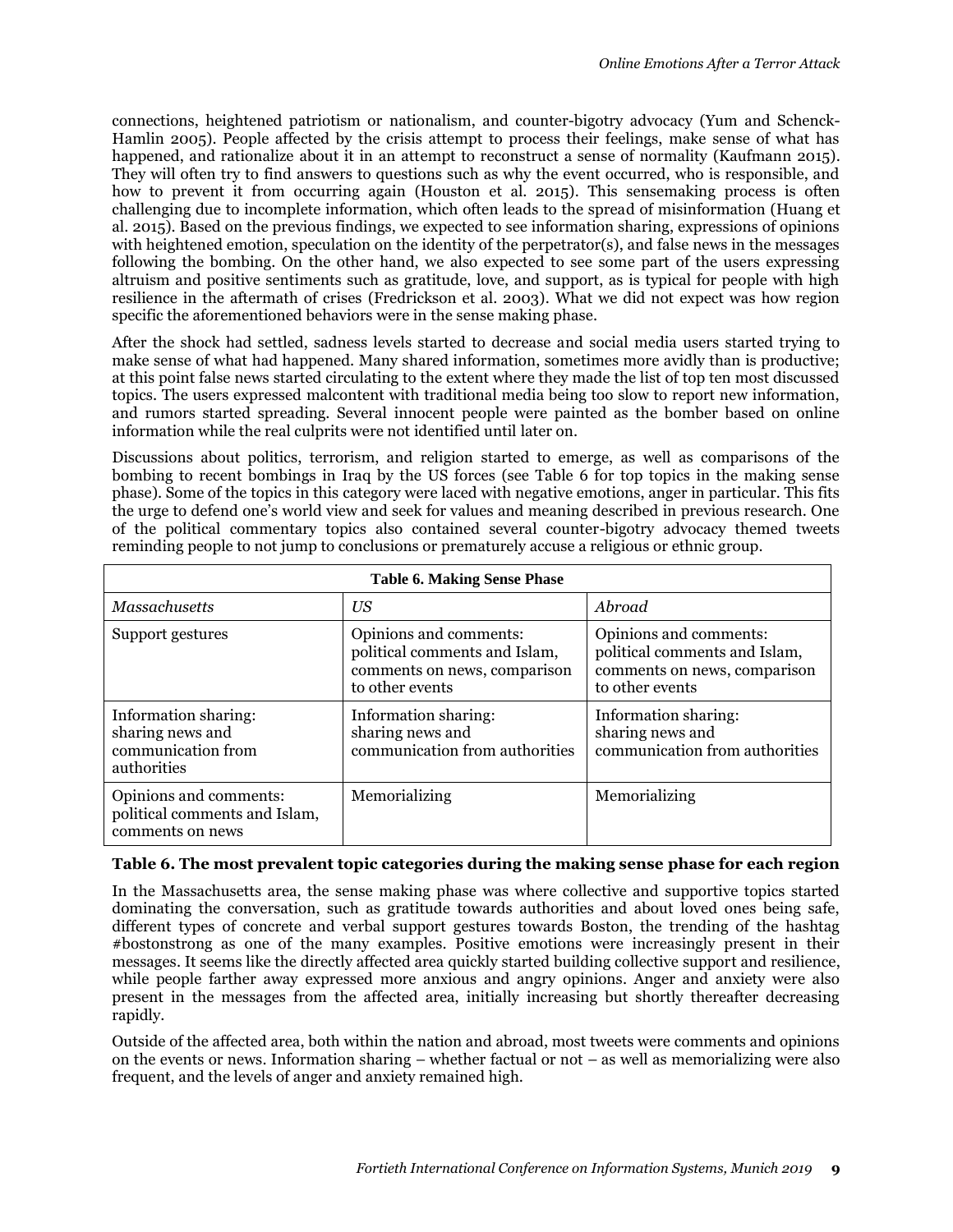connections, heightened patriotism or nationalism, and counter-bigotry advocacy (Yum and Schenck-Hamlin 2005). People affected by the crisis attempt to process their feelings, make sense of what has happened, and rationalize about it in an attempt to reconstruct a sense of normality (Kaufmann 2015). They will often try to find answers to questions such as why the event occurred, who is responsible, and how to prevent it from occurring again (Houston et al. 2015). This sensemaking process is often challenging due to incomplete information, which often leads to the spread of misinformation (Huang et al. 2015). Based on the previous findings, we expected to see information sharing, expressions of opinions with heightened emotion, speculation on the identity of the perpetrator(s), and false news in the messages following the bombing. On the other hand, we also expected to see some part of the users expressing altruism and positive sentiments such as gratitude, love, and support, as is typical for people with high resilience in the aftermath of crises (Fredrickson et al. 2003). What we did not expect was how region specific the aforementioned behaviors were in the sense making phase.

After the shock had settled, sadness levels started to decrease and social media users started trying to make sense of what had happened. Many shared information, sometimes more avidly than is productive; at this point false news started circulating to the extent where they made the list of top ten most discussed topics. The users expressed malcontent with traditional media being too slow to report new information, and rumors started spreading. Several innocent people were painted as the bomber based on online information while the real culprits were not identified until later on.

Discussions about politics, terrorism, and religion started to emerge, as well as comparisons of the bombing to recent bombings in Iraq by the US forces (see Table 6 for top topics in the making sense phase). Some of the topics in this category were laced with negative emotions, anger in particular. This fits the urge to defend one's world view and seek for values and meaning described in previous research. One of the political commentary topics also contained several counter-bigotry advocacy themed tweets reminding people to not jump to conclusions or prematurely accuse a religious or ethnic group.

| **Table 6. Making Sense Phase** | | |
|---|---|---|
| *Massachusetts* | *US* | *Abroad* |
| Support gestures | Opinions and comments: political comments and Islam, comments on news, comparison to other events | Opinions and comments: political comments and Islam, comments on news, comparison to other events |
| Information sharing: sharing news and communication from authorities | Information sharing: sharing news and communication from authorities | Information sharing: sharing news and communication from authorities |
| Opinions and comments: political comments and Islam, comments on news | Memorializing | Memorializing |

**Table 6. The most prevalent topic categories during the making sense phase for each region**

In the Massachusetts area, the sense making phase was where collective and supportive topics started dominating the conversation, such as gratitude towards authorities and about loved ones being safe, different types of concrete and verbal support gestures towards Boston, the trending of the hashtag #bostonstrong as one of the many examples. Positive emotions were increasingly present in their messages. It seems like the directly affected area quickly started building collective support and resilience, while people farther away expressed more anxious and angry opinions. Anger and anxiety were also present in the messages from the affected area, initially increasing but shortly thereafter decreasing rapidly.

Outside of the affected area, both within the nation and abroad, most tweets were comments and opinions on the events or news. Information sharing – whether factual or not – as well as memorializing were also frequent, and the levels of anger and anxiety remained high.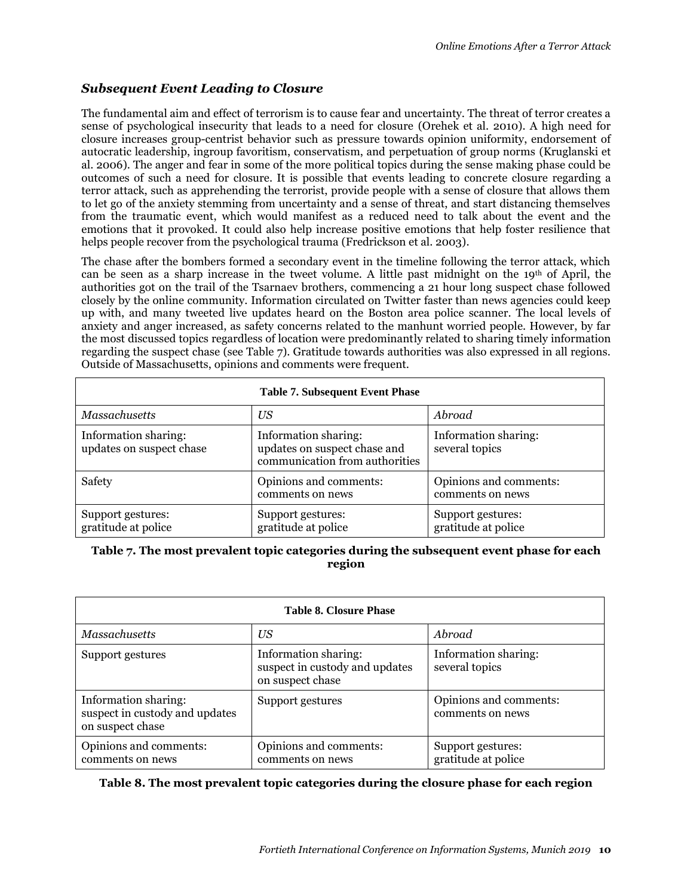### *Subsequent Event Leading to Closure*

The fundamental aim and effect of terrorism is to cause fear and uncertainty. The threat of terror creates a sense of psychological insecurity that leads to a need for closure (Orehek et al. 2010). A high need for closure increases group-centrist behavior such as pressure towards opinion uniformity, endorsement of autocratic leadership, ingroup favoritism, conservatism, and perpetuation of group norms (Kruglanski et al. 2006). The anger and fear in some of the more political topics during the sense making phase could be outcomes of such a need for closure. It is possible that events leading to concrete closure regarding a terror attack, such as apprehending the terrorist, provide people with a sense of closure that allows them to let go of the anxiety stemming from uncertainty and a sense of threat, and start distancing themselves from the traumatic event, which would manifest as a reduced need to talk about the event and the emotions that it provoked. It could also help increase positive emotions that help foster resilience that helps people recover from the psychological trauma (Fredrickson et al. 2003).

The chase after the bombers formed a secondary event in the timeline following the terror attack, which can be seen as a sharp increase in the tweet volume. A little past midnight on the 19th of April, the authorities got on the trail of the Tsarnaev brothers, commencing a 21 hour long suspect chase followed closely by the online community. Information circulated on Twitter faster than news agencies could keep up with, and many tweeted live updates heard on the Boston area police scanner. The local levels of anxiety and anger increased, as safety concerns related to the manhunt worried people. However, by far the most discussed topics regardless of location were predominantly related to sharing timely information regarding the suspect chase (see Table 7). Gratitude towards authorities was also expressed in all regions. Outside of Massachusetts, opinions and comments were frequent.

| **Table 7. Subsequent Event Phase** | | |
|---|---|---|
| *Massachusetts* | *US* | *Abroad* |
| Information sharing: updates on suspect chase | Information sharing: updates on suspect chase and communication from authorities | Information sharing: several topics |
| Safety | Opinions and comments: comments on news | Opinions and comments: comments on news |
| Support gestures: gratitude at police | Support gestures: gratitude at police | Support gestures: gratitude at police |

**Table 7. The most prevalent topic categories during the subsequent event phase for each region**

| **Table 8. Closure Phase** | | |
|---|---|---|
| *Massachusetts* | *US* | *Abroad* |
| Support gestures | Information sharing: suspect in custody and updates on suspect chase | Information sharing: several topics |
| Information sharing: suspect in custody and updates on suspect chase | Support gestures | Opinions and comments: comments on news |
| Opinions and comments: comments on news | Opinions and comments: comments on news | Support gestures: gratitude at police |

**Table 8. The most prevalent topic categories during the closure phase for each region**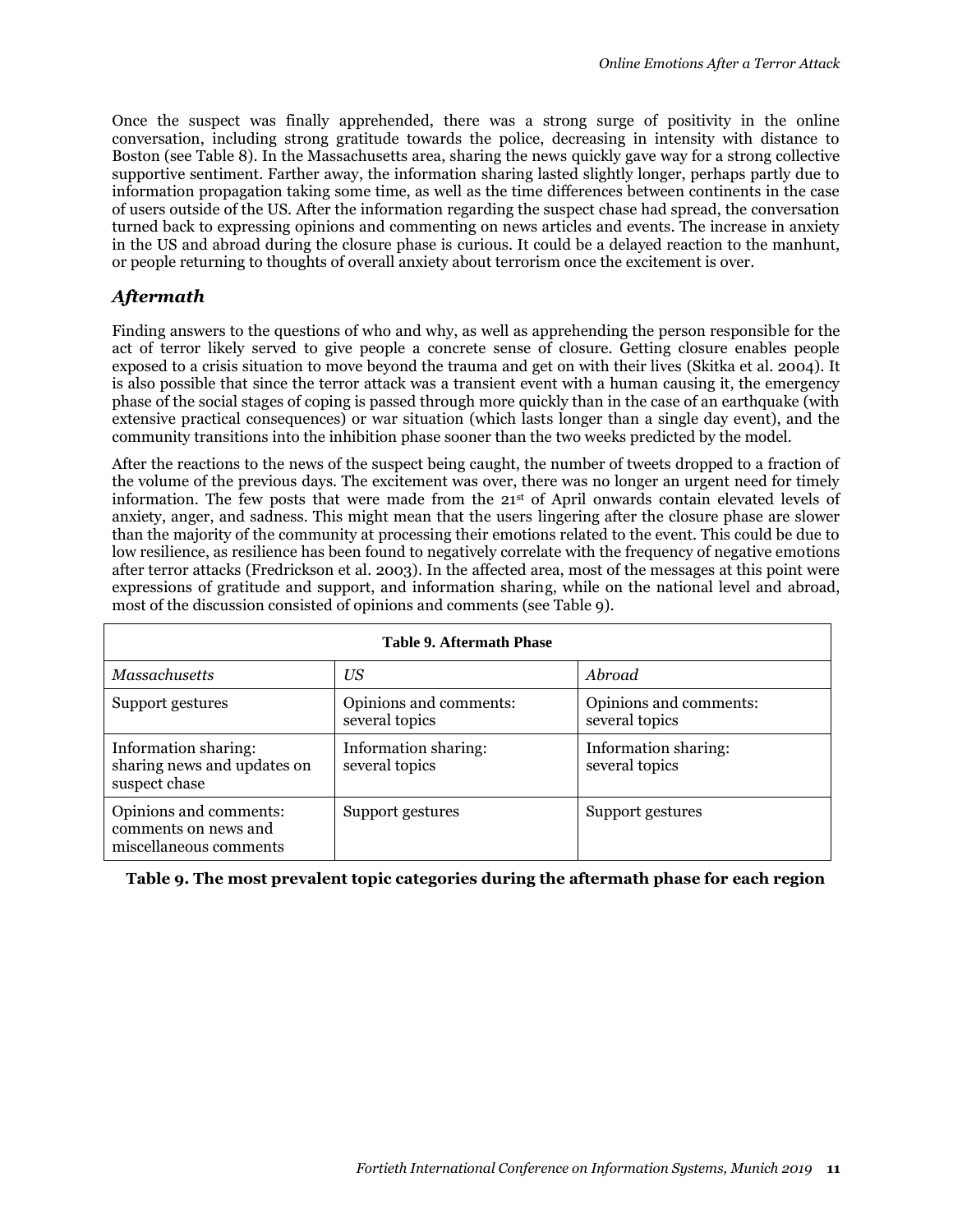Once the suspect was finally apprehended, there was a strong surge of positivity in the online conversation, including strong gratitude towards the police, decreasing in intensity with distance to Boston (see Table 8). In the Massachusetts area, sharing the news quickly gave way for a strong collective supportive sentiment. Farther away, the information sharing lasted slightly longer, perhaps partly due to information propagation taking some time, as well as the time differences between continents in the case of users outside of the US. After the information regarding the suspect chase had spread, the conversation turned back to expressing opinions and commenting on news articles and events. The increase in anxiety in the US and abroad during the closure phase is curious. It could be a delayed reaction to the manhunt, or people returning to thoughts of overall anxiety about terrorism once the excitement is over.

## *Aftermath*

Finding answers to the questions of who and why, as well as apprehending the person responsible for the act of terror likely served to give people a concrete sense of closure. Getting closure enables people exposed to a crisis situation to move beyond the trauma and get on with their lives (Skitka et al. 2004). It is also possible that since the terror attack was a transient event with a human causing it, the emergency phase of the social stages of coping is passed through more quickly than in the case of an earthquake (with extensive practical consequences) or war situation (which lasts longer than a single day event), and the community transitions into the inhibition phase sooner than the two weeks predicted by the model.

After the reactions to the news of the suspect being caught, the number of tweets dropped to a fraction of the volume of the previous days. The excitement was over, there was no longer an urgent need for timely information. The few posts that were made from the 21st of April onwards contain elevated levels of anxiety, anger, and sadness. This might mean that the users lingering after the closure phase are slower than the majority of the community at processing their emotions related to the event. This could be due to low resilience, as resilience has been found to negatively correlate with the frequency of negative emotions after terror attacks (Fredrickson et al. 2003). In the affected area, most of the messages at this point were expressions of gratitude and support, and information sharing, while on the national level and abroad, most of the discussion consisted of opinions and comments (see Table 9).

| **Table 9. Aftermath Phase** | | |
|---|---|---|
| *Massachusetts* | *US* | *Abroad* |
| Support gestures | Opinions and comments: several topics | Opinions and comments: several topics |
| Information sharing: sharing news and updates on suspect chase | Information sharing: several topics | Information sharing: several topics |
| Opinions and comments: comments on news and miscellaneous comments | Support gestures | Support gestures |

**Table 9. The most prevalent topic categories during the aftermath phase for each region**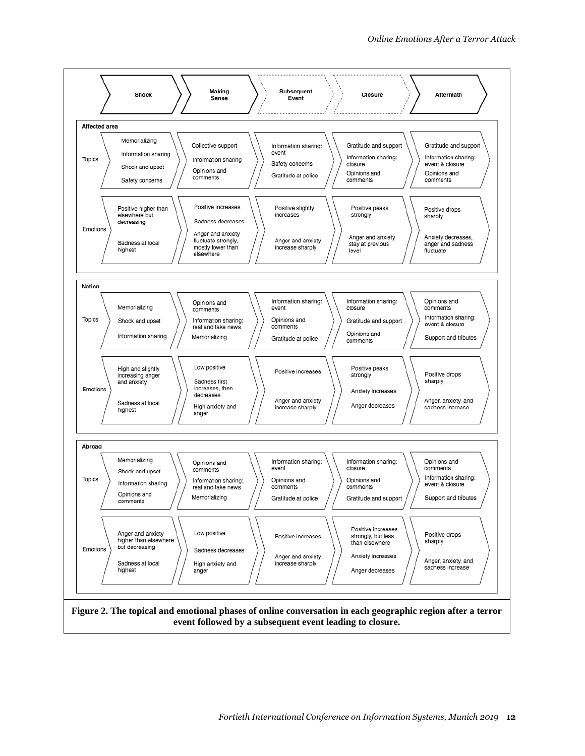| | | Shock | Making Sense | Subsequent Event | Closure | Aftermath |
|---|---|---|---|---|---|---|
| **Affected area** | Topics | Memorializing<br>Information sharing<br>Shock and upset<br>Safety concerns | Collective support<br>Information sharing<br>Opinions and comments | Information sharing: event<br>Safety concerns<br>Gratitude at police | Gratitude and support<br>Information sharing: closure<br>Opinions and comments | Gratitude and support<br>Information sharing: event & closure<br>Opinions and comments |
| | Emotions | Positive higher than elsewhere but decreasing<br>Sadness at local highest | Positive increases<br>Sadness decreases<br>Anger and anxiety fluctuate strongly, mostly lower than elsewhere | Positive slightly increases<br>Anger and anxiety increase sharply | Positive peaks strongly<br>Anger and anxiety stay at previous level | Positive drops sharply<br>Anxiety decreases, anger and sadness fluctuate |
| **Nation** | Topics | Memorializing<br>Shock and upset<br>Information sharing | Opinions and comments<br>Information sharing: real and fake news<br>Memorializing | Information sharing: event<br>Opinions and comments<br>Gratitude at police | Information sharing: closure<br>Gratitude and support<br>Opinions and comments | Opinions and comments<br>Information sharing: event & closure<br>Support and tributes |
| | Emotions | High and slightly increasing anger and anxiety<br>Sadness at local highest | Low positive<br>Sadness first increases, then decreases<br>High anxiety and anger | Positive increases<br>Anger and anxiety increase sharply | Positive peaks strongly<br>Anxiety increases<br>Anger decreases | Positive drops sharply<br>Anger, anxiety, and sadness increase |
| **Abroad** | Topics | Memorializing<br>Shock and upset<br>Information sharing<br>Opinions and comments | Opinions and comments<br>Information sharing: real and fake news<br>Memorializing | Information sharing: event<br>Opinions and comments<br>Gratitude at police | Information sharing: closure<br>Opinions and comments<br>Gratitude and support | Opinions and comments<br>Information sharing: event & closure<br>Support and tributes |
| | Emotions | Anger and anxiety higher than elsewhere but decreasing<br>Sadness at local highest | Low positive<br>Sadness decreases<br>High anxiety and anger | Positive increases<br>Anger and anxiety increase sharply | Positive increases strongly, but less than elsewhere<br>Anxiety increases<br>Anger decreases | Positive drops sharply<br>Anger, anxiety, and sadness increase |

**Figure 2. The topical and emotional phases of online conversation in each geographic region after a terror event followed by a subsequent event leading to closure.**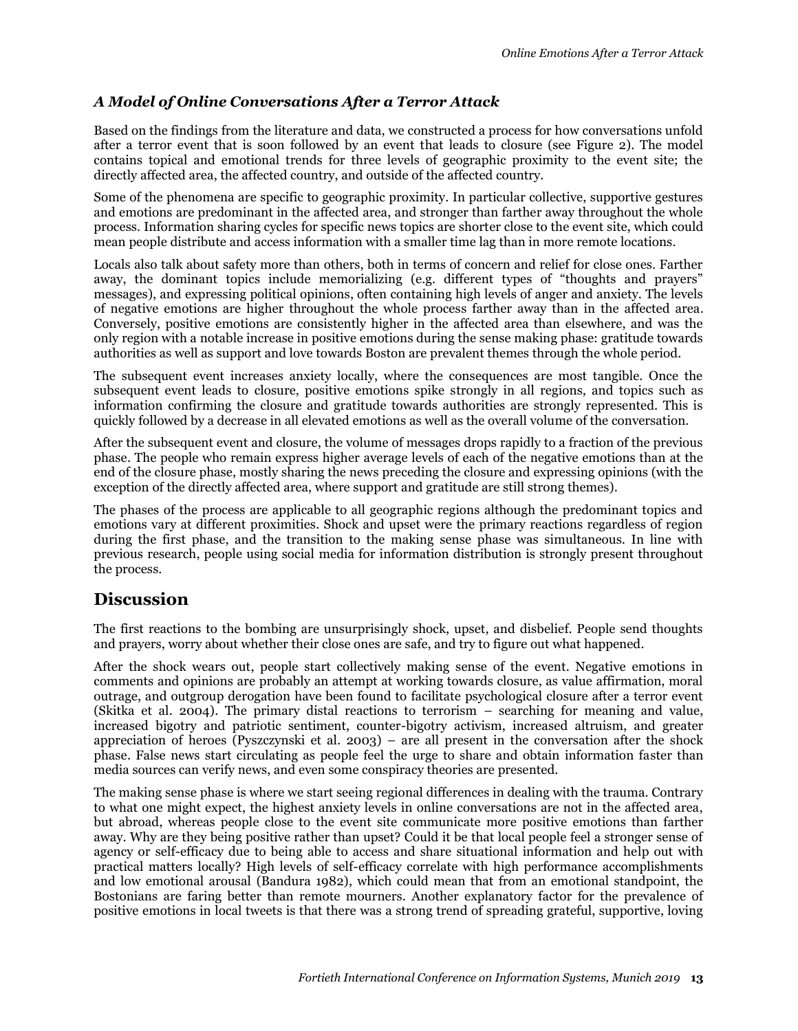### *A Model of Online Conversations After a Terror Attack*

Based on the findings from the literature and data, we constructed a process for how conversations unfold after a terror event that is soon followed by an event that leads to closure (see Figure 2). The model contains topical and emotional trends for three levels of geographic proximity to the event site; the directly affected area, the affected country, and outside of the affected country.

Some of the phenomena are specific to geographic proximity. In particular collective, supportive gestures and emotions are predominant in the affected area, and stronger than farther away throughout the whole process. Information sharing cycles for specific news topics are shorter close to the event site, which could mean people distribute and access information with a smaller time lag than in more remote locations.

Locals also talk about safety more than others, both in terms of concern and relief for close ones. Farther away, the dominant topics include memorializing (e.g. different types of "thoughts and prayers" messages), and expressing political opinions, often containing high levels of anger and anxiety. The levels of negative emotions are higher throughout the whole process farther away than in the affected area. Conversely, positive emotions are consistently higher in the affected area than elsewhere, and was the only region with a notable increase in positive emotions during the sense making phase: gratitude towards authorities as well as support and love towards Boston are prevalent themes through the whole period.

The subsequent event increases anxiety locally, where the consequences are most tangible. Once the subsequent event leads to closure, positive emotions spike strongly in all regions, and topics such as information confirming the closure and gratitude towards authorities are strongly represented. This is quickly followed by a decrease in all elevated emotions as well as the overall volume of the conversation.

After the subsequent event and closure, the volume of messages drops rapidly to a fraction of the previous phase. The people who remain express higher average levels of each of the negative emotions than at the end of the closure phase, mostly sharing the news preceding the closure and expressing opinions (with the exception of the directly affected area, where support and gratitude are still strong themes).

The phases of the process are applicable to all geographic regions although the predominant topics and emotions vary at different proximities. Shock and upset were the primary reactions regardless of region during the first phase, and the transition to the making sense phase was simultaneous. In line with previous research, people using social media for information distribution is strongly present throughout the process.

## Discussion

The first reactions to the bombing are unsurprisingly shock, upset, and disbelief. People send thoughts and prayers, worry about whether their close ones are safe, and try to figure out what happened.

After the shock wears out, people start collectively making sense of the event. Negative emotions in comments and opinions are probably an attempt at working towards closure, as value affirmation, moral outrage, and outgroup derogation have been found to facilitate psychological closure after a terror event (Skitka et al. 2004). The primary distal reactions to terrorism – searching for meaning and value, increased bigotry and patriotic sentiment, counter-bigotry activism, increased altruism, and greater appreciation of heroes (Pyszczynski et al. 2003) – are all present in the conversation after the shock phase. False news start circulating as people feel the urge to share and obtain information faster than media sources can verify news, and even some conspiracy theories are presented.

The making sense phase is where we start seeing regional differences in dealing with the trauma. Contrary to what one might expect, the highest anxiety levels in online conversations are not in the affected area, but abroad, whereas people close to the event site communicate more positive emotions than farther away. Why are they being positive rather than upset? Could it be that local people feel a stronger sense of agency or self-efficacy due to being able to access and share situational information and help out with practical matters locally? High levels of self-efficacy correlate with high performance accomplishments and low emotional arousal (Bandura 1982), which could mean that from an emotional standpoint, the Bostonians are faring better than remote mourners. Another explanatory factor for the prevalence of positive emotions in local tweets is that there was a strong trend of spreading grateful, supportive, loving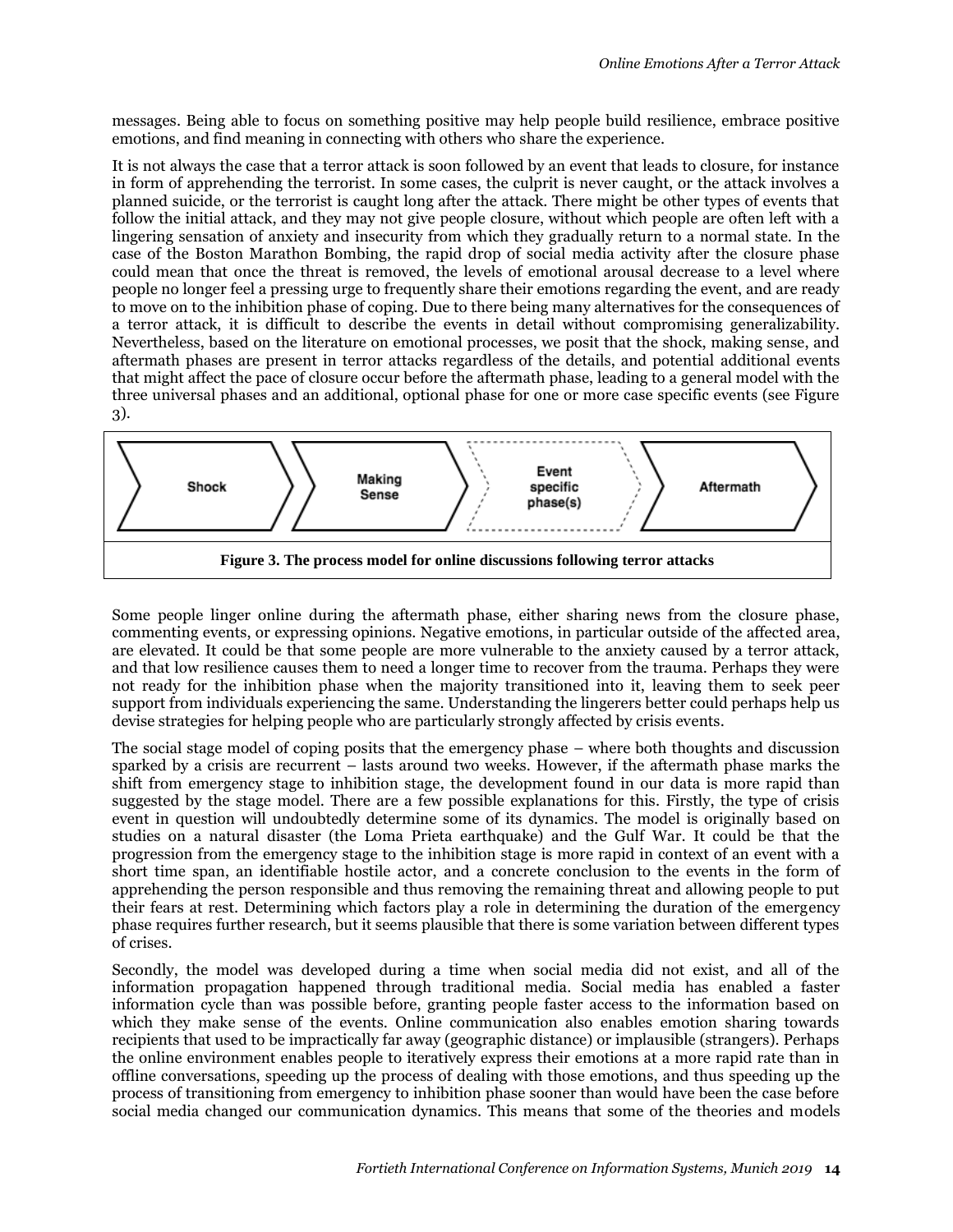messages. Being able to focus on something positive may help people build resilience, embrace positive emotions, and find meaning in connecting with others who share the experience.

It is not always the case that a terror attack is soon followed by an event that leads to closure, for instance in form of apprehending the terrorist. In some cases, the culprit is never caught, or the attack involves a planned suicide, or the terrorist is caught long after the attack. There might be other types of events that follow the initial attack, and they may not give people closure, without which people are often left with a lingering sensation of anxiety and insecurity from which they gradually return to a normal state. In the case of the Boston Marathon Bombing, the rapid drop of social media activity after the closure phase could mean that once the threat is removed, the levels of emotional arousal decrease to a level where people no longer feel a pressing urge to frequently share their emotions regarding the event, and are ready to move on to the inhibition phase of coping. Due to there being many alternatives for the consequences of a terror attack, it is difficult to describe the events in detail without compromising generalizability. Nevertheless, based on the literature on emotional processes, we posit that the shock, making sense, and aftermath phases are present in terror attacks regardless of the details, and potential additional events that might affect the pace of closure occur before the aftermath phase, leading to a general model with the three universal phases and an additional, optional phase for one or more case specific events (see Figure 3).

Shock → Making Sense → Event specific phase(s) → Aftermath

**Figure 3. The process model for online discussions following terror attacks**

Some people linger online during the aftermath phase, either sharing news from the closure phase, commenting events, or expressing opinions. Negative emotions, in particular outside of the affected area, are elevated. It could be that some people are more vulnerable to the anxiety caused by a terror attack, and that low resilience causes them to need a longer time to recover from the trauma. Perhaps they were not ready for the inhibition phase when the majority transitioned into it, leaving them to seek peer support from individuals experiencing the same. Understanding the lingerers better could perhaps help us devise strategies for helping people who are particularly strongly affected by crisis events.

The social stage model of coping posits that the emergency phase – where both thoughts and discussion sparked by a crisis are recurrent – lasts around two weeks. However, if the aftermath phase marks the shift from emergency stage to inhibition stage, the development found in our data is more rapid than suggested by the stage model. There are a few possible explanations for this. Firstly, the type of crisis event in question will undoubtedly determine some of its dynamics. The model is originally based on studies on a natural disaster (the Loma Prieta earthquake) and the Gulf War. It could be that the progression from the emergency stage to the inhibition stage is more rapid in context of an event with a short time span, an identifiable hostile actor, and a concrete conclusion to the events in the form of apprehending the person responsible and thus removing the remaining threat and allowing people to put their fears at rest. Determining which factors play a role in determining the duration of the emergency phase requires further research, but it seems plausible that there is some variation between different types of crises.

Secondly, the model was developed during a time when social media did not exist, and all of the information propagation happened through traditional media. Social media has enabled a faster information cycle than was possible before, granting people faster access to the information based on which they make sense of the events. Online communication also enables emotion sharing towards recipients that used to be impractically far away (geographic distance) or implausible (strangers). Perhaps the online environment enables people to iteratively express their emotions at a more rapid rate than in offline conversations, speeding up the process of dealing with those emotions, and thus speeding up the process of transitioning from emergency to inhibition phase sooner than would have been the case before social media changed our communication dynamics. This means that some of the theories and models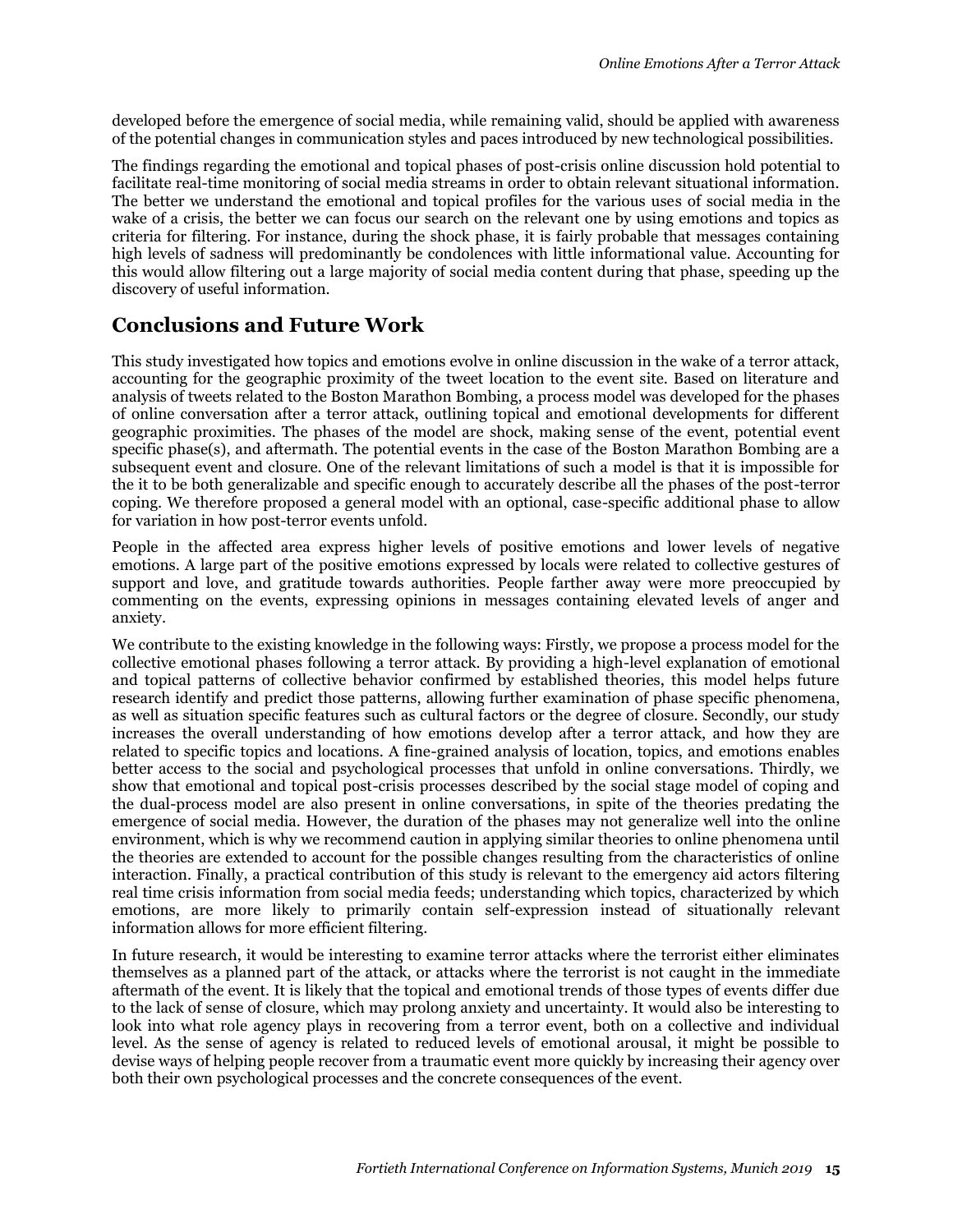developed before the emergence of social media, while remaining valid, should be applied with awareness of the potential changes in communication styles and paces introduced by new technological possibilities.

The findings regarding the emotional and topical phases of post-crisis online discussion hold potential to facilitate real-time monitoring of social media streams in order to obtain relevant situational information. The better we understand the emotional and topical profiles for the various uses of social media in the wake of a crisis, the better we can focus our search on the relevant one by using emotions and topics as criteria for filtering. For instance, during the shock phase, it is fairly probable that messages containing high levels of sadness will predominantly be condolences with little informational value. Accounting for this would allow filtering out a large majority of social media content during that phase, speeding up the discovery of useful information.

## Conclusions and Future Work

This study investigated how topics and emotions evolve in online discussion in the wake of a terror attack, accounting for the geographic proximity of the tweet location to the event site. Based on literature and analysis of tweets related to the Boston Marathon Bombing, a process model was developed for the phases of online conversation after a terror attack, outlining topical and emotional developments for different geographic proximities. The phases of the model are shock, making sense of the event, potential event specific phase(s), and aftermath. The potential events in the case of the Boston Marathon Bombing are a subsequent event and closure. One of the relevant limitations of such a model is that it is impossible for the it to be both generalizable and specific enough to accurately describe all the phases of the post-terror coping. We therefore proposed a general model with an optional, case-specific additional phase to allow for variation in how post-terror events unfold.

People in the affected area express higher levels of positive emotions and lower levels of negative emotions. A large part of the positive emotions expressed by locals were related to collective gestures of support and love, and gratitude towards authorities. People farther away were more preoccupied by commenting on the events, expressing opinions in messages containing elevated levels of anger and anxiety.

We contribute to the existing knowledge in the following ways: Firstly, we propose a process model for the collective emotional phases following a terror attack. By providing a high-level explanation of emotional and topical patterns of collective behavior confirmed by established theories, this model helps future research identify and predict those patterns, allowing further examination of phase specific phenomena, as well as situation specific features such as cultural factors or the degree of closure. Secondly, our study increases the overall understanding of how emotions develop after a terror attack, and how they are related to specific topics and locations. A fine-grained analysis of location, topics, and emotions enables better access to the social and psychological processes that unfold in online conversations. Thirdly, we show that emotional and topical post-crisis processes described by the social stage model of coping and the dual-process model are also present in online conversations, in spite of the theories predating the emergence of social media. However, the duration of the phases may not generalize well into the online environment, which is why we recommend caution in applying similar theories to online phenomena until the theories are extended to account for the possible changes resulting from the characteristics of online interaction. Finally, a practical contribution of this study is relevant to the emergency aid actors filtering real time crisis information from social media feeds; understanding which topics, characterized by which emotions, are more likely to primarily contain self-expression instead of situationally relevant information allows for more efficient filtering.

In future research, it would be interesting to examine terror attacks where the terrorist either eliminates themselves as a planned part of the attack, or attacks where the terrorist is not caught in the immediate aftermath of the event. It is likely that the topical and emotional trends of those types of events differ due to the lack of sense of closure, which may prolong anxiety and uncertainty. It would also be interesting to look into what role agency plays in recovering from a terror event, both on a collective and individual level. As the sense of agency is related to reduced levels of emotional arousal, it might be possible to devise ways of helping people recover from a traumatic event more quickly by increasing their agency over both their own psychological processes and the concrete consequences of the event.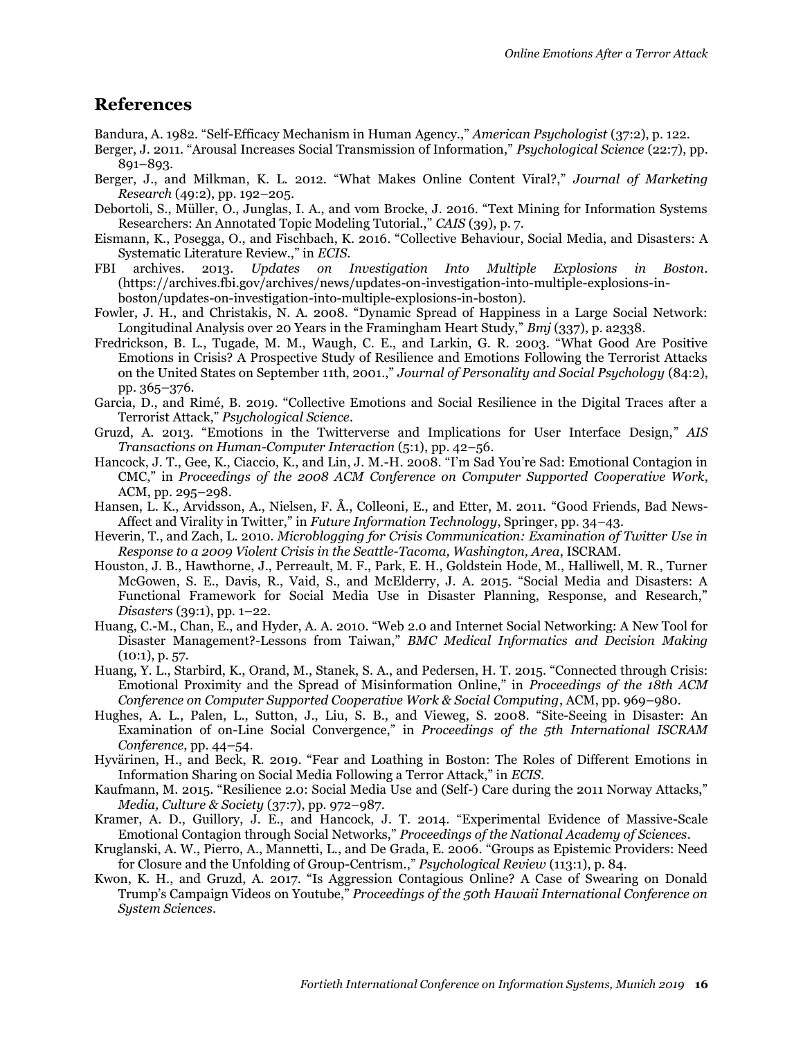## References

Bandura, A. 1982. “Self-Efficacy Mechanism in Human Agency.,” *American Psychologist* (37:2), p. 122.

Berger, J. 2011. “Arousal Increases Social Transmission of Information,” *Psychological Science* (22:7), pp. 891–893.

Berger, J., and Milkman, K. L. 2012. “What Makes Online Content Viral?,” *Journal of Marketing Research* (49:2), pp. 192–205.

Debortoli, S., Müller, O., Junglas, I. A., and vom Brocke, J. 2016. “Text Mining for Information Systems Researchers: An Annotated Topic Modeling Tutorial.,” *CAIS* (39), p. 7.

Eismann, K., Posegga, O., and Fischbach, K. 2016. “Collective Behaviour, Social Media, and Disasters: A Systematic Literature Review.,” in *ECIS*.

FBI archives. 2013. *Updates on Investigation Into Multiple Explosions in Boston*. (https://archives.fbi.gov/archives/news/updates-on-investigation-into-multiple-explosions-in-boston/updates-on-investigation-into-multiple-explosions-in-boston).

Fowler, J. H., and Christakis, N. A. 2008. “Dynamic Spread of Happiness in a Large Social Network: Longitudinal Analysis over 20 Years in the Framingham Heart Study,” *Bmj* (337), p. a2338.

Fredrickson, B. L., Tugade, M. M., Waugh, C. E., and Larkin, G. R. 2003. “What Good Are Positive Emotions in Crisis? A Prospective Study of Resilience and Emotions Following the Terrorist Attacks on the United States on September 11th, 2001.,” *Journal of Personality and Social Psychology* (84:2), pp. 365–376.

Garcia, D., and Rimé, B. 2019. “Collective Emotions and Social Resilience in the Digital Traces after a Terrorist Attack,” *Psychological Science*.

Gruzd, A. 2013. “Emotions in the Twitterverse and Implications for User Interface Design,” *AIS Transactions on Human-Computer Interaction* (5:1), pp. 42–56.

Hancock, J. T., Gee, K., Ciaccio, K., and Lin, J. M.-H. 2008. “I’m Sad You’re Sad: Emotional Contagion in CMC,” in *Proceedings of the 2008 ACM Conference on Computer Supported Cooperative Work*, ACM, pp. 295–298.

Hansen, L. K., Arvidsson, A., Nielsen, F. Å., Colleoni, E., and Etter, M. 2011. “Good Friends, Bad News-Affect and Virality in Twitter,” in *Future Information Technology*, Springer, pp. 34–43.

Heverin, T., and Zach, L. 2010. *Microblogging for Crisis Communication: Examination of Twitter Use in Response to a 2009 Violent Crisis in the Seattle-Tacoma, Washington, Area*, ISCRAM.

Houston, J. B., Hawthorne, J., Perreault, M. F., Park, E. H., Goldstein Hode, M., Halliwell, M. R., Turner McGowen, S. E., Davis, R., Vaid, S., and McElderry, J. A. 2015. “Social Media and Disasters: A Functional Framework for Social Media Use in Disaster Planning, Response, and Research,” *Disasters* (39:1), pp. 1–22.

Huang, C.-M., Chan, E., and Hyder, A. A. 2010. “Web 2.0 and Internet Social Networking: A New Tool for Disaster Management?-Lessons from Taiwan,” *BMC Medical Informatics and Decision Making* (10:1), p. 57.

Huang, Y. L., Starbird, K., Orand, M., Stanek, S. A., and Pedersen, H. T. 2015. “Connected through Crisis: Emotional Proximity and the Spread of Misinformation Online,” in *Proceedings of the 18th ACM Conference on Computer Supported Cooperative Work & Social Computing*, ACM, pp. 969–980.

Hughes, A. L., Palen, L., Sutton, J., Liu, S. B., and Vieweg, S. 2008. “Site-Seeing in Disaster: An Examination of on-Line Social Convergence,” in *Proceedings of the 5th International ISCRAM Conference*, pp. 44–54.

Hyvärinen, H., and Beck, R. 2019. “Fear and Loathing in Boston: The Roles of Different Emotions in Information Sharing on Social Media Following a Terror Attack,” in *ECIS*.

Kaufmann, M. 2015. “Resilience 2.0: Social Media Use and (Self-) Care during the 2011 Norway Attacks,” *Media, Culture & Society* (37:7), pp. 972–987.

Kramer, A. D., Guillory, J. E., and Hancock, J. T. 2014. “Experimental Evidence of Massive-Scale Emotional Contagion through Social Networks,” *Proceedings of the National Academy of Sciences*.

Kruglanski, A. W., Pierro, A., Mannetti, L., and De Grada, E. 2006. “Groups as Epistemic Providers: Need for Closure and the Unfolding of Group-Centrism.,” *Psychological Review* (113:1), p. 84.

Kwon, K. H., and Gruzd, A. 2017. “Is Aggression Contagious Online? A Case of Swearing on Donald Trump’s Campaign Videos on Youtube,” *Proceedings of the 50th Hawaii International Conference on System Sciences*.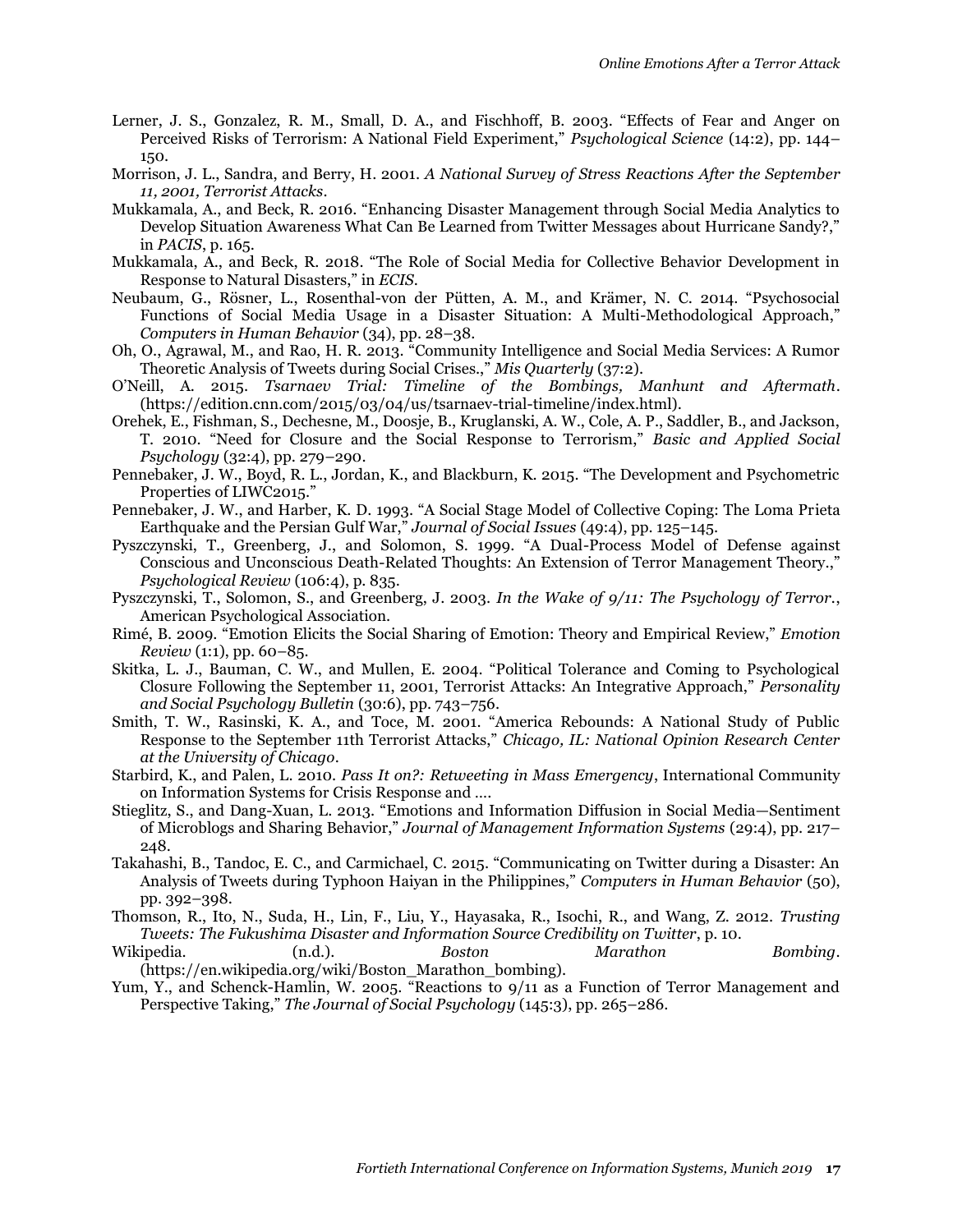Lerner, J. S., Gonzalez, R. M., Small, D. A., and Fischhoff, B. 2003. "Effects of Fear and Anger on Perceived Risks of Terrorism: A National Field Experiment," *Psychological Science* (14:2), pp. 144–150.

Morrison, J. L., Sandra, and Berry, H. 2001. *A National Survey of Stress Reactions After the September 11, 2001, Terrorist Attacks*.

Mukkamala, A., and Beck, R. 2016. "Enhancing Disaster Management through Social Media Analytics to Develop Situation Awareness What Can Be Learned from Twitter Messages about Hurricane Sandy?," in *PACIS*, p. 165.

Mukkamala, A., and Beck, R. 2018. "The Role of Social Media for Collective Behavior Development in Response to Natural Disasters," in *ECIS*.

Neubaum, G., Rösner, L., Rosenthal-von der Pütten, A. M., and Krämer, N. C. 2014. "Psychosocial Functions of Social Media Usage in a Disaster Situation: A Multi-Methodological Approach," *Computers in Human Behavior* (34), pp. 28–38.

Oh, O., Agrawal, M., and Rao, H. R. 2013. "Community Intelligence and Social Media Services: A Rumor Theoretic Analysis of Tweets during Social Crises.," *Mis Quarterly* (37:2).

O'Neill, A. 2015. *Tsarnaev Trial: Timeline of the Bombings, Manhunt and Aftermath*. (https://edition.cnn.com/2015/03/04/us/tsarnaev-trial-timeline/index.html).

Orehek, E., Fishman, S., Dechesne, M., Doosje, B., Kruglanski, A. W., Cole, A. P., Saddler, B., and Jackson, T. 2010. "Need for Closure and the Social Response to Terrorism," *Basic and Applied Social Psychology* (32:4), pp. 279–290.

Pennebaker, J. W., Boyd, R. L., Jordan, K., and Blackburn, K. 2015. "The Development and Psychometric Properties of LIWC2015."

Pennebaker, J. W., and Harber, K. D. 1993. "A Social Stage Model of Collective Coping: The Loma Prieta Earthquake and the Persian Gulf War," *Journal of Social Issues* (49:4), pp. 125–145.

Pyszczynski, T., Greenberg, J., and Solomon, S. 1999. "A Dual-Process Model of Defense against Conscious and Unconscious Death-Related Thoughts: An Extension of Terror Management Theory.," *Psychological Review* (106:4), p. 835.

Pyszczynski, T., Solomon, S., and Greenberg, J. 2003. *In the Wake of 9/11: The Psychology of Terror.*, American Psychological Association.

Rimé, B. 2009. "Emotion Elicits the Social Sharing of Emotion: Theory and Empirical Review," *Emotion Review* (1:1), pp. 60–85.

Skitka, L. J., Bauman, C. W., and Mullen, E. 2004. "Political Tolerance and Coming to Psychological Closure Following the September 11, 2001, Terrorist Attacks: An Integrative Approach," *Personality and Social Psychology Bulletin* (30:6), pp. 743–756.

Smith, T. W., Rasinski, K. A., and Toce, M. 2001. "America Rebounds: A National Study of Public Response to the September 11th Terrorist Attacks," *Chicago, IL: National Opinion Research Center at the University of Chicago*.

Starbird, K., and Palen, L. 2010. *Pass It on?: Retweeting in Mass Emergency*, International Community on Information Systems for Crisis Response and ….

Stieglitz, S., and Dang-Xuan, L. 2013. "Emotions and Information Diffusion in Social Media—Sentiment of Microblogs and Sharing Behavior," *Journal of Management Information Systems* (29:4), pp. 217–248.

Takahashi, B., Tandoc, E. C., and Carmichael, C. 2015. "Communicating on Twitter during a Disaster: An Analysis of Tweets during Typhoon Haiyan in the Philippines," *Computers in Human Behavior* (50), pp. 392–398.

Thomson, R., Ito, N., Suda, H., Lin, F., Liu, Y., Hayasaka, R., Isochi, R., and Wang, Z. 2012. *Trusting Tweets: The Fukushima Disaster and Information Source Credibility on Twitter*, p. 10.

Wikipedia. (n.d.). *Boston Marathon Bombing*. (https://en.wikipedia.org/wiki/Boston_Marathon_bombing).

Yum, Y., and Schenck-Hamlin, W. 2005. "Reactions to 9/11 as a Function of Terror Management and Perspective Taking," *The Journal of Social Psychology* (145:3), pp. 265–286.